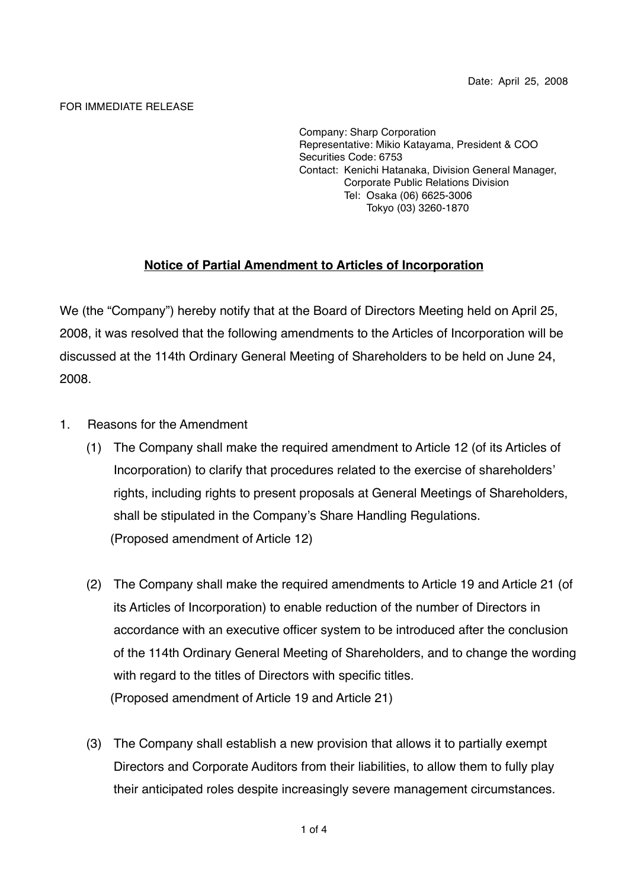Date: April 25, 2008

FOR IMMEDIATE RELEASE

Company: Sharp Corporation
Representative: Mikio Katayama, President & COO
Securities Code: 6753
Contact: Kenichi Hatanaka, Division General Manager, Corporate Public Relations Division
Tel: Osaka (06) 6625-3006
Tokyo (03) 3260-1870

## Notice of Partial Amendment to Articles of Incorporation

We (the "Company") hereby notify that at the Board of Directors Meeting held on April 25, 2008, it was resolved that the following amendments to the Articles of Incorporation will be discussed at the 114th Ordinary General Meeting of Shareholders to be held on June 24, 2008.

1. Reasons for the Amendment
   (1) The Company shall make the required amendment to Article 12 (of its Articles of Incorporation) to clarify that procedures related to the exercise of shareholders' rights, including rights to present proposals at General Meetings of Shareholders, shall be stipulated in the Company's Share Handling Regulations.
   (Proposed amendment of Article 12)

   (2) The Company shall make the required amendments to Article 19 and Article 21 (of its Articles of Incorporation) to enable reduction of the number of Directors in accordance with an executive officer system to be introduced after the conclusion of the 114th Ordinary General Meeting of Shareholders, and to change the wording with regard to the titles of Directors with specific titles.
   (Proposed amendment of Article 19 and Article 21)

   (3) The Company shall establish a new provision that allows it to partially exempt Directors and Corporate Auditors from their liabilities, to allow them to fully play their anticipated roles despite increasingly severe management circumstances.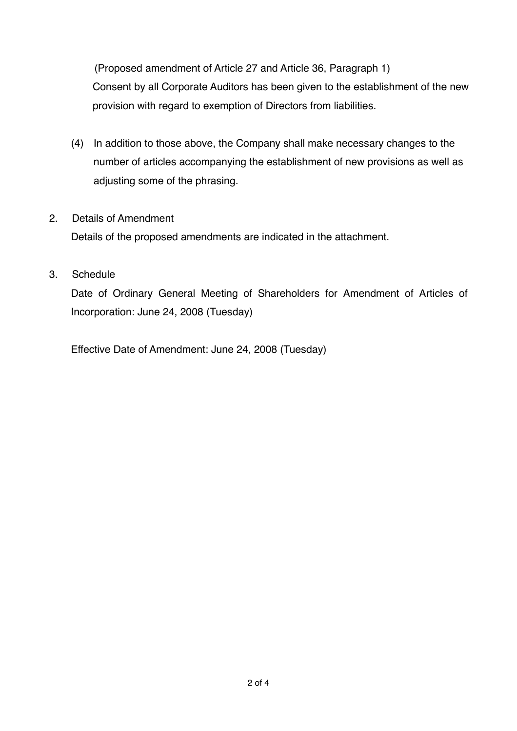(Proposed amendment of Article 27 and Article 36, Paragraph 1)

Consent by all Corporate Auditors has been given to the establishment of the new provision with regard to exemption of Directors from liabilities.

(4) In addition to those above, the Company shall make necessary changes to the number of articles accompanying the establishment of new provisions as well as adjusting some of the phrasing.

2. Details of Amendment

Details of the proposed amendments are indicated in the attachment.

3. Schedule

Date of Ordinary General Meeting of Shareholders for Amendment of Articles of Incorporation: June 24, 2008 (Tuesday)

Effective Date of Amendment: June 24, 2008 (Tuesday)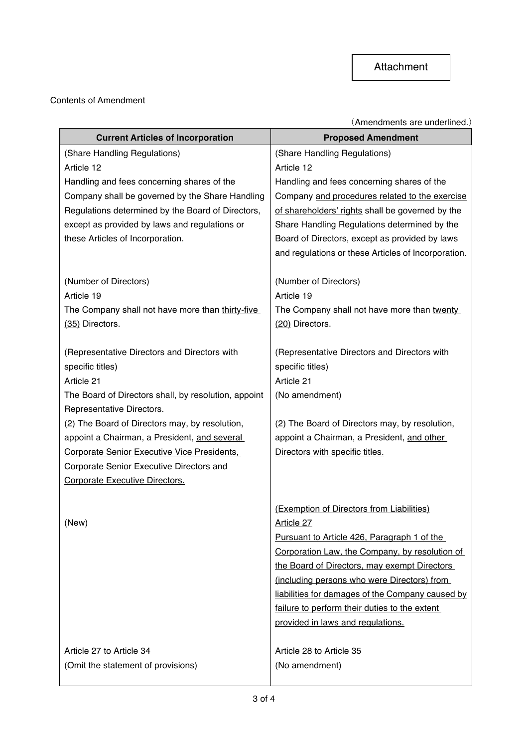Attachment

Contents of Amendment

(Amendments are underlined.)

| Current Articles of Incorporation | Proposed Amendment |
|---|---|
| (Share Handling Regulations)<br>Article 12<br>Handling and fees concerning shares of the Company shall be governed by the Share Handling Regulations determined by the Board of Directors, except as provided by laws and regulations or these Articles of Incorporation. | (Share Handling Regulations)<br>Article 12<br>Handling and fees concerning shares of the Company <u>and procedures related to the exercise of shareholders' rights</u> shall be governed by the Share Handling Regulations determined by the Board of Directors, except as provided by laws and regulations or these Articles of Incorporation. |
| (Number of Directors)<br>Article 19<br>The Company shall not have more than <u>thirty-five (35)</u> Directors. | (Number of Directors)<br>Article 19<br>The Company shall not have more than <u>twenty (20)</u> Directors. |
| (Representative Directors and Directors with specific titles)<br>Article 21<br>The Board of Directors shall, by resolution, appoint Representative Directors.<br>(2) The Board of Directors may, by resolution, appoint a Chairman, a President, <u>and several Corporate Senior Executive Vice Presidents, Corporate Senior Executive Directors and Corporate Executive Directors.</u> | (Representative Directors and Directors with specific titles)<br>Article 21<br>(No amendment)<br><br>(2) The Board of Directors may, by resolution, appoint a Chairman, a President, <u>and other Directors with specific titles.</u> |
| (New) | <u>(Exemption of Directors from Liabilities)</u><br><u>Article 27</u><br><u>Pursuant to Article 426, Paragraph 1 of the Corporation Law, the Company, by resolution of the Board of Directors, may exempt Directors (including persons who were Directors) from liabilities for damages of the Company caused by failure to perform their duties to the extent provided in laws and regulations.</u> |
| Article <u>27</u> to Article <u>34</u><br>(Omit the statement of provisions) | Article <u>28</u> to Article <u>35</u><br>(No amendment) |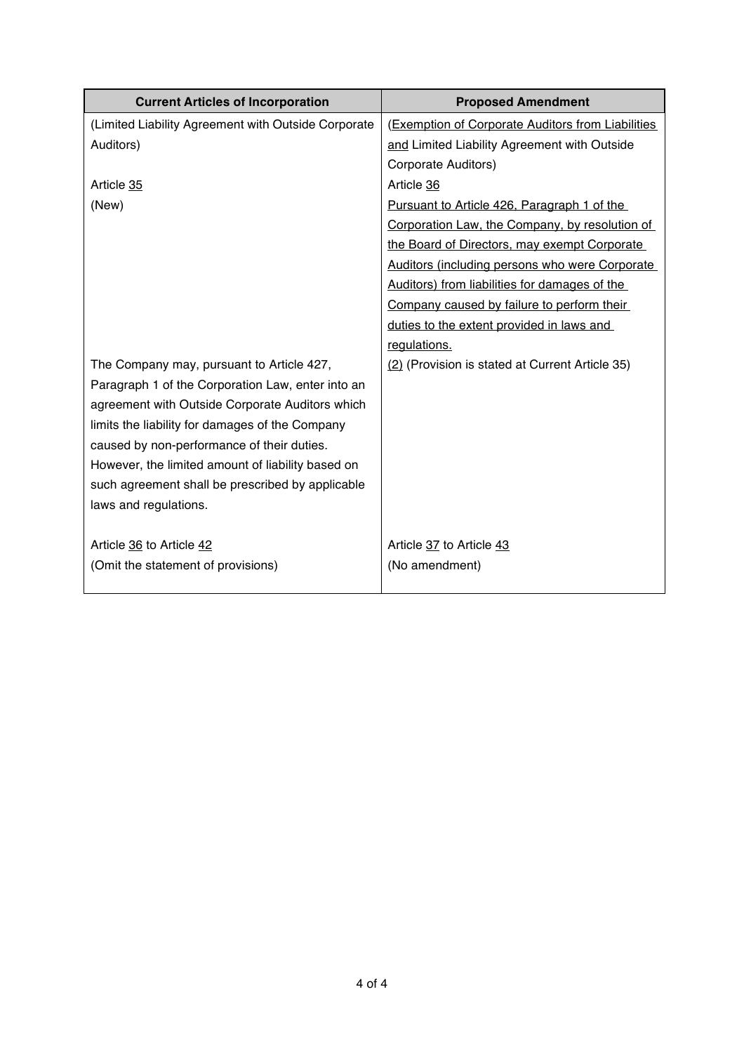| Current Articles of Incorporation | Proposed Amendment |
| --- | --- |
| (Limited Liability Agreement with Outside Corporate Auditors) | (Exemption of Corporate Auditors from Liabilities and Limited Liability Agreement with Outside Corporate Auditors) |
| Article 35 | Article 36 |
| (New) | Pursuant to Article 426, Paragraph 1 of the Corporation Law, the Company, by resolution of the Board of Directors, may exempt Corporate Auditors (including persons who were Corporate Auditors) from liabilities for damages of the Company caused by failure to perform their duties to the extent provided in laws and regulations. |
| The Company may, pursuant to Article 427, Paragraph 1 of the Corporation Law, enter into an agreement with Outside Corporate Auditors which limits the liability for damages of the Company caused by non-performance of their duties. However, the limited amount of liability based on such agreement shall be prescribed by applicable laws and regulations. | (2) (Provision is stated at Current Article 35) |
| Article 36 to Article 42<br>(Omit the statement of provisions) | Article 37 to Article 43<br>(No amendment) |